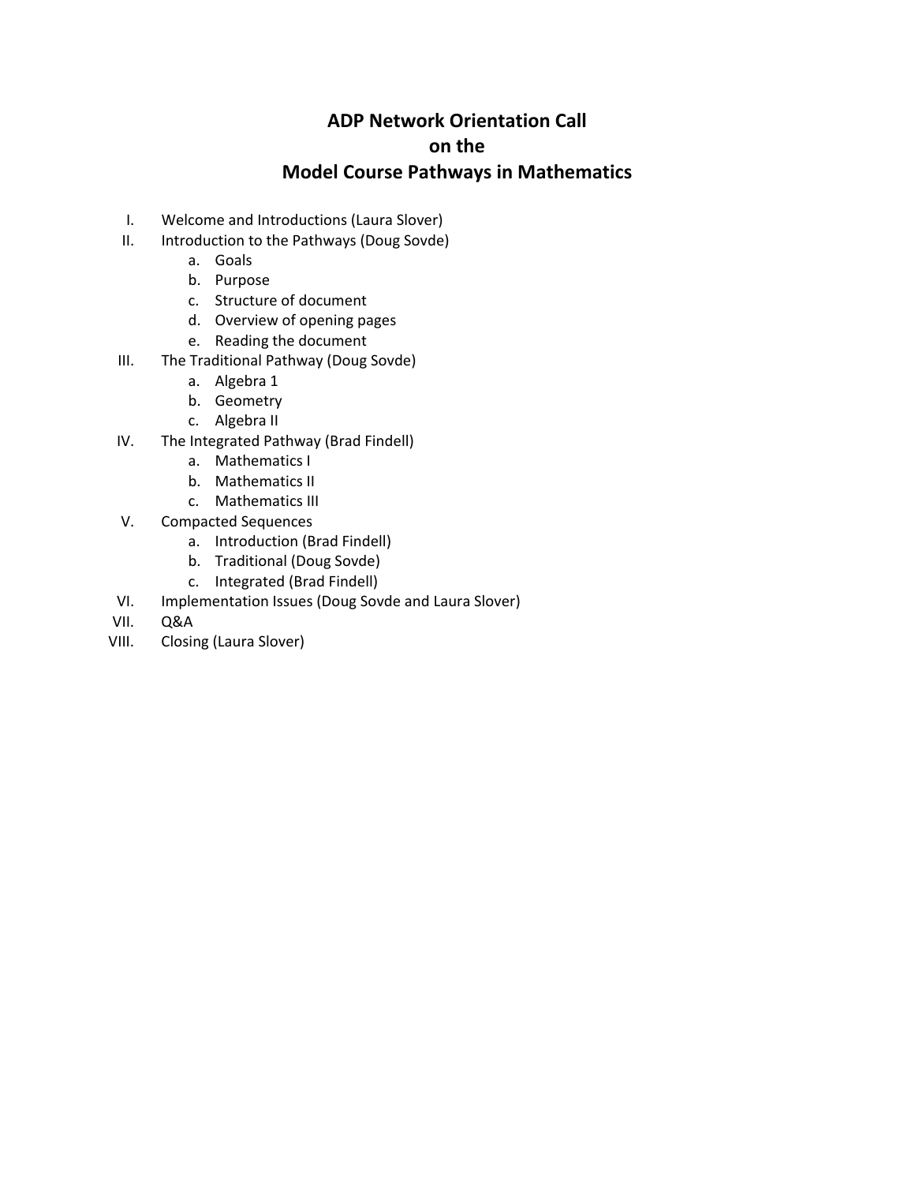# ADP Network Orientation Call
# on the
# Model Course Pathways in Mathematics

I. Welcome and Introductions (Laura Slover)

II. Introduction to the Pathways (Doug Sovde)
   a. Goals
   b. Purpose
   c. Structure of document
   d. Overview of opening pages
   e. Reading the document

III. The Traditional Pathway (Doug Sovde)
   a. Algebra 1
   b. Geometry
   c. Algebra II

IV. The Integrated Pathway (Brad Findell)
   a. Mathematics I
   b. Mathematics II
   c. Mathematics III

V. Compacted Sequences
   a. Introduction (Brad Findell)
   b. Traditional (Doug Sovde)
   c. Integrated (Brad Findell)

VI. Implementation Issues (Doug Sovde and Laura Slover)

VII. Q&A

VIII. Closing (Laura Slover)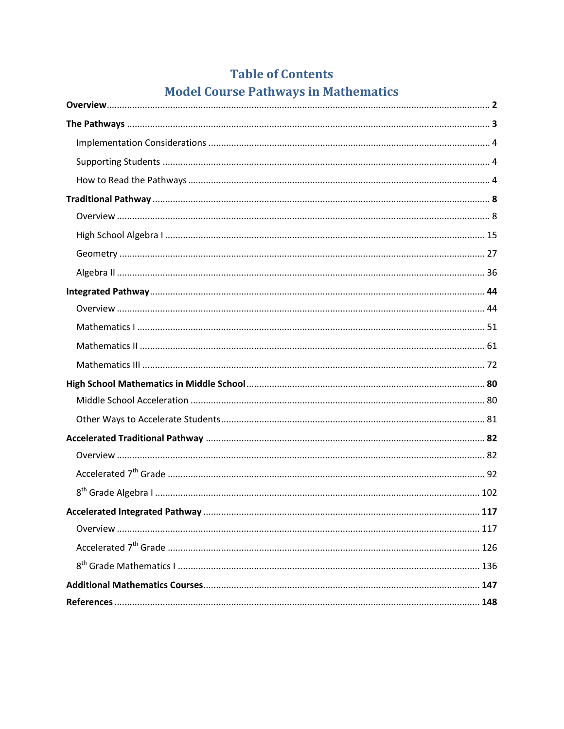# Table of Contents

## Model Course Pathways in Mathematics

**Overview** .................................................................................................................. **2**

**The Pathways** ........................................................................................................... **3**

- Implementation Considerations ........................................................................... 4
- Supporting Students ............................................................................................. 4
- How to Read the Pathways ................................................................................... 4

**Traditional Pathway** .................................................................................................. **8**

- Overview ................................................................................................................ 8
- High School Algebra I .......................................................................................... 15
- Geometry ............................................................................................................. 27
- Algebra II ............................................................................................................. 36

**Integrated Pathway** ................................................................................................. **44**

- Overview .............................................................................................................. 44
- Mathematics I ...................................................................................................... 51
- Mathematics II ..................................................................................................... 61
- Mathematics III .................................................................................................... 72

**High School Mathematics in Middle School** ............................................................ **80**

- Middle School Acceleration .................................................................................. 80
- Other Ways to Accelerate Students ...................................................................... 81

**Accelerated Traditional Pathway** ............................................................................ **82**

- Overview .............................................................................................................. 82
- Accelerated 7th Grade ......................................................................................... 92
- 8th Grade Algebra I ............................................................................................ 102

**Accelerated Integrated Pathway** ........................................................................... **117**

- Overview ............................................................................................................ 117
- Accelerated 7th Grade ....................................................................................... 126
- 8th Grade Mathematics I ................................................................................... 136

**Additional Mathematics Courses** ........................................................................... **147**

**References** .............................................................................................................. **148**